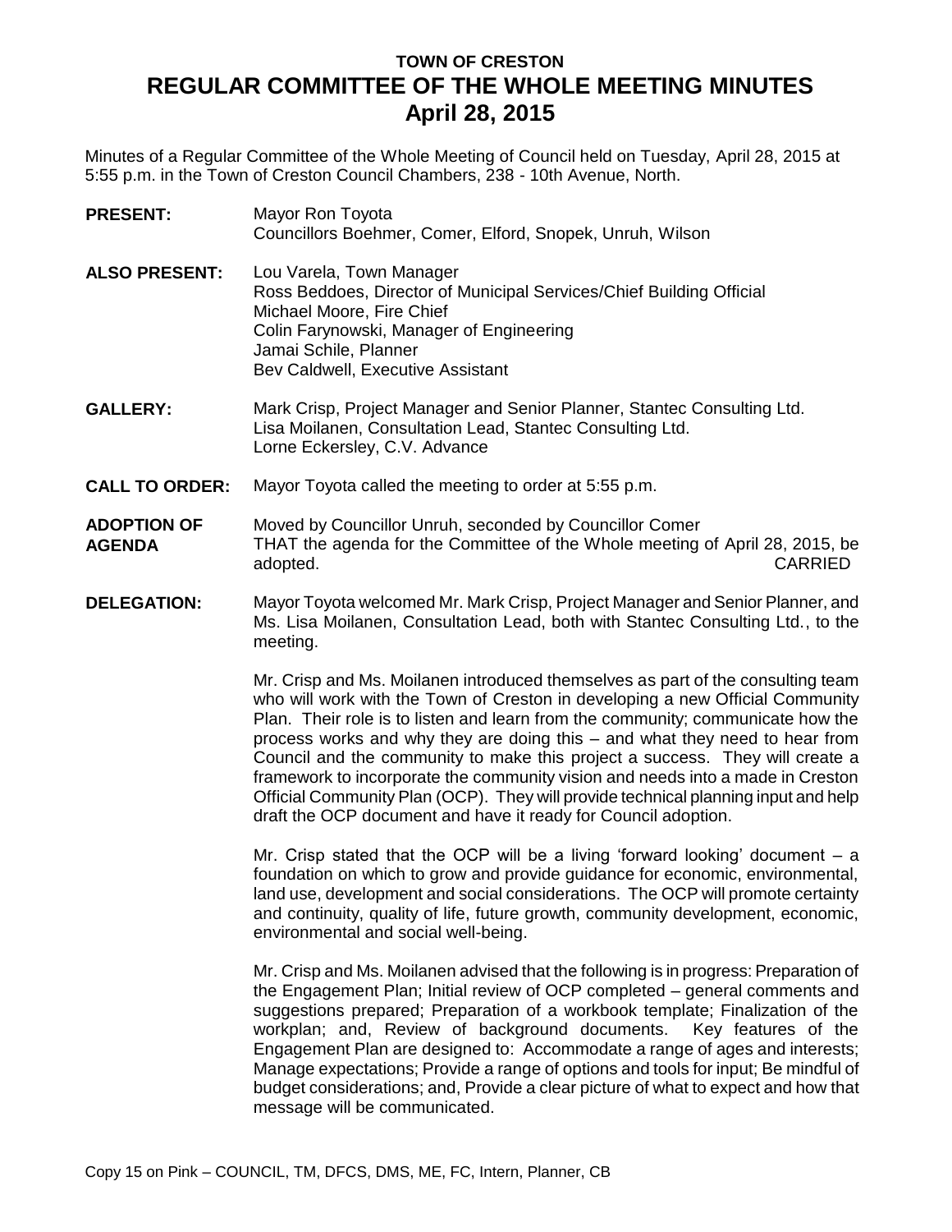**TOWN OF CRESTON**

# REGULAR COMMITTEE OF THE WHOLE MEETING MINUTES
## April 28, 2015

Minutes of a Regular Committee of the Whole Meeting of Council held on Tuesday, April 28, 2015 at 5:55 p.m. in the Town of Creston Council Chambers, 238 - 10th Avenue, North.

**PRESENT:** Mayor Ron Toyota
Councillors Boehmer, Comer, Elford, Snopek, Unruh, Wilson

**ALSO PRESENT:** Lou Varela, Town Manager
Ross Beddoes, Director of Municipal Services/Chief Building Official
Michael Moore, Fire Chief
Colin Farynowski, Manager of Engineering
Jamai Schile, Planner
Bev Caldwell, Executive Assistant

**GALLERY:** Mark Crisp, Project Manager and Senior Planner, Stantec Consulting Ltd.
Lisa Moilanen, Consultation Lead, Stantec Consulting Ltd.
Lorne Eckersley, C.V. Advance

**CALL TO ORDER:** Mayor Toyota called the meeting to order at 5:55 p.m.

**ADOPTION OF AGENDA**

Moved by Councillor Unruh, seconded by Councillor Comer
THAT the agenda for the Committee of the Whole meeting of April 28, 2015, be adopted. CARRIED

**DELEGATION:**

Mayor Toyota welcomed Mr. Mark Crisp, Project Manager and Senior Planner, and Ms. Lisa Moilanen, Consultation Lead, both with Stantec Consulting Ltd., to the meeting.

Mr. Crisp and Ms. Moilanen introduced themselves as part of the consulting team who will work with the Town of Creston in developing a new Official Community Plan. Their role is to listen and learn from the community; communicate how the process works and why they are doing this – and what they need to hear from Council and the community to make this project a success. They will create a framework to incorporate the community vision and needs into a made in Creston Official Community Plan (OCP). They will provide technical planning input and help draft the OCP document and have it ready for Council adoption.

Mr. Crisp stated that the OCP will be a living 'forward looking' document – a foundation on which to grow and provide guidance for economic, environmental, land use, development and social considerations. The OCP will promote certainty and continuity, quality of life, future growth, community development, economic, environmental and social well-being.

Mr. Crisp and Ms. Moilanen advised that the following is in progress: Preparation of the Engagement Plan; Initial review of OCP completed – general comments and suggestions prepared; Preparation of a workbook template; Finalization of the workplan; and, Review of background documents. Key features of the Engagement Plan are designed to: Accommodate a range of ages and interests; Manage expectations; Provide a range of options and tools for input; Be mindful of budget considerations; and, Provide a clear picture of what to expect and how that message will be communicated.

Copy 15 on Pink – COUNCIL, TM, DFCS, DMS, ME, FC, Intern, Planner, CB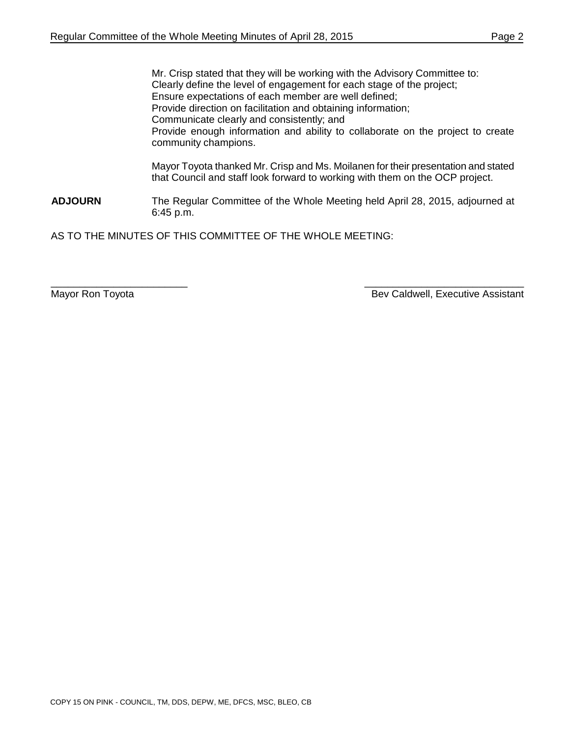Mr. Crisp stated that they will be working with the Advisory Committee to:
Clearly define the level of engagement for each stage of the project;
Ensure expectations of each member are well defined;
Provide direction on facilitation and obtaining information;
Communicate clearly and consistently; and
Provide enough information and ability to collaborate on the project to create community champions.

Mayor Toyota thanked Mr. Crisp and Ms. Moilanen for their presentation and stated that Council and staff look forward to working with them on the OCP project.

**ADJOURN** The Regular Committee of the Whole Meeting held April 28, 2015, adjourned at 6:45 p.m.

AS TO THE MINUTES OF THIS COMMITTEE OF THE WHOLE MEETING:

\_\_\_\_\_\_\_\_\_\_\_\_\_\_\_\_\_\_\_\_\_\_\_\_
Mayor Ron Toyota

\_\_\_\_\_\_\_\_\_\_\_\_\_\_\_\_\_\_\_\_\_\_\_\_\_\_\_\_
Bev Caldwell, Executive Assistant

COPY 15 ON PINK - COUNCIL, TM, DDS, DEPW, ME, DFCS, MSC, BLEO, CB